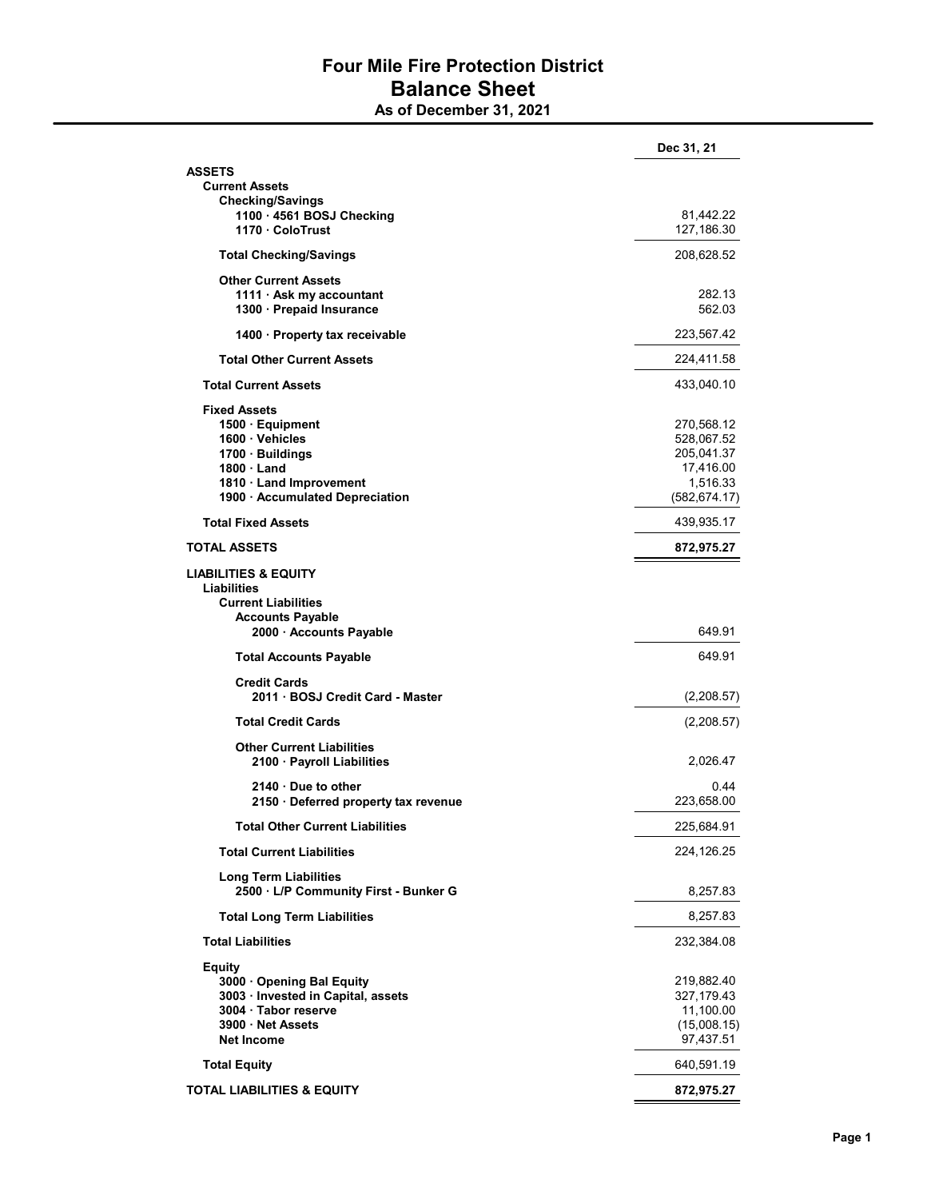# Four Mile Fire Protection District

## Balance Sheet

### As of December 31, 2021

| | Dec 31, 21 |
|---|---|
| **ASSETS** | |
| **Current Assets** | |
| **Checking/Savings** | |
| **1100 · 4561 BOSJ Checking** | 81,442.22 |
| **1170 · ColoTrust** | 127,186.30 |
| **Total Checking/Savings** | 208,628.52 |
| **Other Current Assets** | |
| **1111 · Ask my accountant** | 282.13 |
| **1300 · Prepaid Insurance** | 562.03 |
| **1400 · Property tax receivable** | 223,567.42 |
| **Total Other Current Assets** | 224,411.58 |
| **Total Current Assets** | 433,040.10 |
| **Fixed Assets** | |
| **1500 · Equipment** | 270,568.12 |
| **1600 · Vehicles** | 528,067.52 |
| **1700 · Buildings** | 205,041.37 |
| **1800 · Land** | 17,416.00 |
| **1810 · Land Improvement** | 1,516.33 |
| **1900 · Accumulated Depreciation** | (582,674.17) |
| **Total Fixed Assets** | 439,935.17 |
| **TOTAL ASSETS** | **872,975.27** |
| **LIABILITIES & EQUITY** | |
| **Liabilities** | |
| **Current Liabilities** | |
| **Accounts Payable** | |
| **2000 · Accounts Payable** | 649.91 |
| **Total Accounts Payable** | 649.91 |
| **Credit Cards** | |
| **2011 · BOSJ Credit Card - Master** | (2,208.57) |
| **Total Credit Cards** | (2,208.57) |
| **Other Current Liabilities** | |
| **2100 · Payroll Liabilities** | 2,026.47 |
| **2140 · Due to other** | 0.44 |
| **2150 · Deferred property tax revenue** | 223,658.00 |
| **Total Other Current Liabilities** | 225,684.91 |
| **Total Current Liabilities** | 224,126.25 |
| **Long Term Liabilities** | |
| **2500 · L/P Community First - Bunker G** | 8,257.83 |
| **Total Long Term Liabilities** | 8,257.83 |
| **Total Liabilities** | 232,384.08 |
| **Equity** | |
| **3000 · Opening Bal Equity** | 219,882.40 |
| **3003 · Invested in Capital, assets** | 327,179.43 |
| **3004 · Tabor reserve** | 11,100.00 |
| **3900 · Net Assets** | (15,008.15) |
| **Net Income** | 97,437.51 |
| **Total Equity** | 640,591.19 |
| **TOTAL LIABILITIES & EQUITY** | **872,975.27** |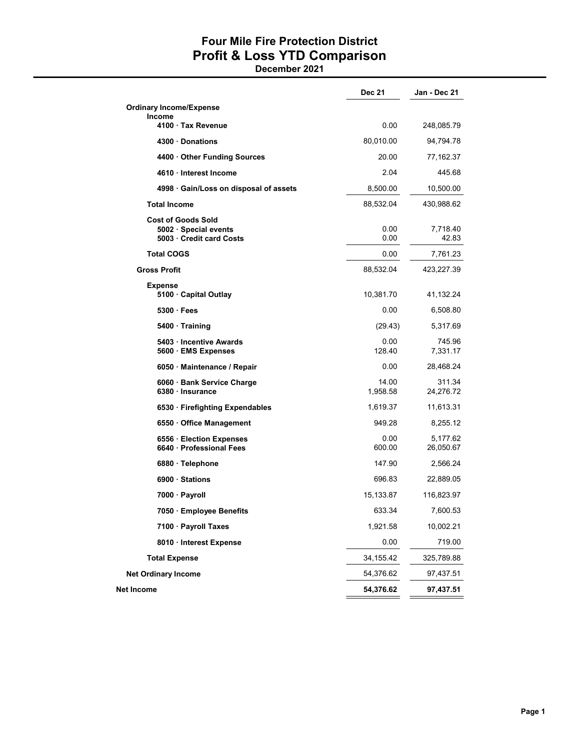# Four Mile Fire Protection District
## Profit & Loss YTD Comparison
### December 2021

| | Dec 21 | Jan - Dec 21 |
|---|---|---|
| **Ordinary Income/Expense** | | |
| **Income** | | |
| **4100 · Tax Revenue** | 0.00 | 248,085.79 |
| **4300 · Donations** | 80,010.00 | 94,794.78 |
| **4400 · Other Funding Sources** | 20.00 | 77,162.37 |
| **4610 · Interest Income** | 2.04 | 445.68 |
| **4998 · Gain/Loss on disposal of assets** | 8,500.00 | 10,500.00 |
| **Total Income** | 88,532.04 | 430,988.62 |
| **Cost of Goods Sold** | | |
| **5002 · Special events** | 0.00 | 7,718.40 |
| **5003 · Credit card Costs** | 0.00 | 42.83 |
| **Total COGS** | 0.00 | 7,761.23 |
| **Gross Profit** | 88,532.04 | 423,227.39 |
| **Expense** | | |
| **5100 · Capital Outlay** | 10,381.70 | 41,132.24 |
| **5300 · Fees** | 0.00 | 6,508.80 |
| **5400 · Training** | (29.43) | 5,317.69 |
| **5403 · Incentive Awards** | 0.00 | 745.96 |
| **5600 · EMS Expenses** | 128.40 | 7,331.17 |
| **6050 · Maintenance / Repair** | 0.00 | 28,468.24 |
| **6060 · Bank Service Charge** | 14.00 | 311.34 |
| **6380 · Insurance** | 1,958.58 | 24,276.72 |
| **6530 · Firefighting Expendables** | 1,619.37 | 11,613.31 |
| **6550 · Office Management** | 949.28 | 8,255.12 |
| **6556 · Election Expenses** | 0.00 | 5,177.62 |
| **6640 · Professional Fees** | 600.00 | 26,050.67 |
| **6880 · Telephone** | 147.90 | 2,566.24 |
| **6900 · Stations** | 696.83 | 22,889.05 |
| **7000 · Payroll** | 15,133.87 | 116,823.97 |
| **7050 · Employee Benefits** | 633.34 | 7,600.53 |
| **7100 · Payroll Taxes** | 1,921.58 | 10,002.21 |
| **8010 · Interest Expense** | 0.00 | 719.00 |
| **Total Expense** | 34,155.42 | 325,789.88 |
| **Net Ordinary Income** | 54,376.62 | 97,437.51 |
| **Net Income** | **54,376.62** | **97,437.51** |